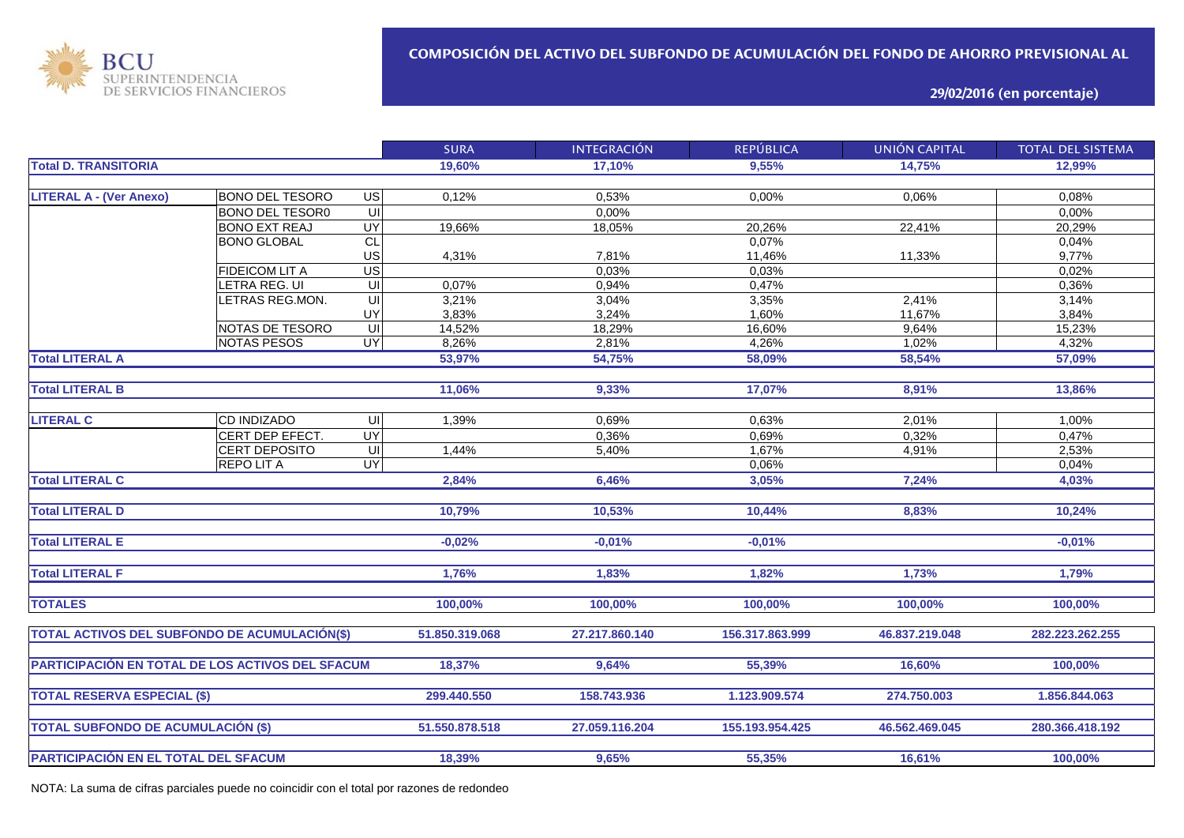BCU SUPERINTENDENCIA DE SERVICIOS FINANCIEROS

# COMPOSICIÓN DEL ACTIVO DEL SUBFONDO DE ACUMULACIÓN DEL FONDO DE AHORRO PREVISIONAL AL

**29/02/2016 (en porcentaje)**

| | | | SURA | INTEGRACIÓN | REPÚBLICA | UNIÓN CAPITAL | TOTAL DEL SISTEMA |
|---|---|---|---|---|---|---|---|
| **Total D. TRANSITORIA** | | | **19,60%** | **17,10%** | **9,55%** | **14,75%** | **12,99%** |
| **LITERAL A - (Ver Anexo)** | BONO DEL TESORO | US | 0,12% | 0,53% | 0,00% | 0,06% | 0,08% |
| | BONO DEL TESOR0 | UI | | 0,00% | | | 0,00% |
| | BONO EXT REAJ | UY | 19,66% | 18,05% | 20,26% | 22,41% | 20,29% |
| | BONO GLOBAL | CL | | | 0,07% | | 0,04% |
| | | US | 4,31% | 7,81% | 11,46% | 11,33% | 9,77% |
| | FIDEICOM LIT A | US | | 0,03% | 0,03% | | 0,02% |
| | LETRA REG. UI | UI | 0,07% | 0,94% | 0,47% | | 0,36% |
| | LETRAS REG.MON. | UI | 3,21% | 3,04% | 3,35% | 2,41% | 3,14% |
| | | UY | 3,83% | 3,24% | 1,60% | 11,67% | 3,84% |
| | NOTAS DE TESORO | UI | 14,52% | 18,29% | 16,60% | 9,64% | 15,23% |
| | NOTAS PESOS | UY | 8,26% | 2,81% | 4,26% | 1,02% | 4,32% |
| **Total LITERAL A** | | | **53,97%** | **54,75%** | **58,09%** | **58,54%** | **57,09%** |
| **Total LITERAL B** | | | **11,06%** | **9,33%** | **17,07%** | **8,91%** | **13,86%** |
| **LITERAL C** | CD INDIZADO | UI | 1,39% | 0,69% | 0,63% | 2,01% | 1,00% |
| | CERT DEP EFECT. | UY | | 0,36% | 0,69% | 0,32% | 0,47% |
| | CERT DEPOSITO | UI | 1,44% | 5,40% | 1,67% | 4,91% | 2,53% |
| | REPO LIT A | UY | | | 0,06% | | 0,04% |
| **Total LITERAL C** | | | **2,84%** | **6,46%** | **3,05%** | **7,24%** | **4,03%** |
| **Total LITERAL D** | | | **10,79%** | **10,53%** | **10,44%** | **8,83%** | **10,24%** |
| **Total LITERAL E** | | | **-0,02%** | **-0,01%** | **-0,01%** | | **-0,01%** |
| **Total LITERAL F** | | | **1,76%** | **1,83%** | **1,82%** | **1,73%** | **1,79%** |
| **TOTALES** | | | **100,00%** | **100,00%** | **100,00%** | **100,00%** | **100,00%** |
| **TOTAL ACTIVOS DEL SUBFONDO DE ACUMULACIÓN($)** | | | **51.850.319.068** | **27.217.860.140** | **156.317.863.999** | **46.837.219.048** | **282.223.262.255** |
| **PARTICIPACIÓN EN TOTAL DE LOS ACTIVOS DEL SFACUM** | | | **18,37%** | **9,64%** | **55,39%** | **16,60%** | **100,00%** |
| **TOTAL RESERVA ESPECIAL ($)** | | | **299.440.550** | **158.743.936** | **1.123.909.574** | **274.750.003** | **1.856.844.063** |
| **TOTAL SUBFONDO DE ACUMULACIÓN ($)** | | | **51.550.878.518** | **27.059.116.204** | **155.193.954.425** | **46.562.469.045** | **280.366.418.192** |
| **PARTICIPACIÓN EN EL TOTAL DEL SFACUM** | | | **18,39%** | **9,65%** | **55,35%** | **16,61%** | **100,00%** |

NOTA: La suma de cifras parciales puede no coincidir con el total por razones de redondeo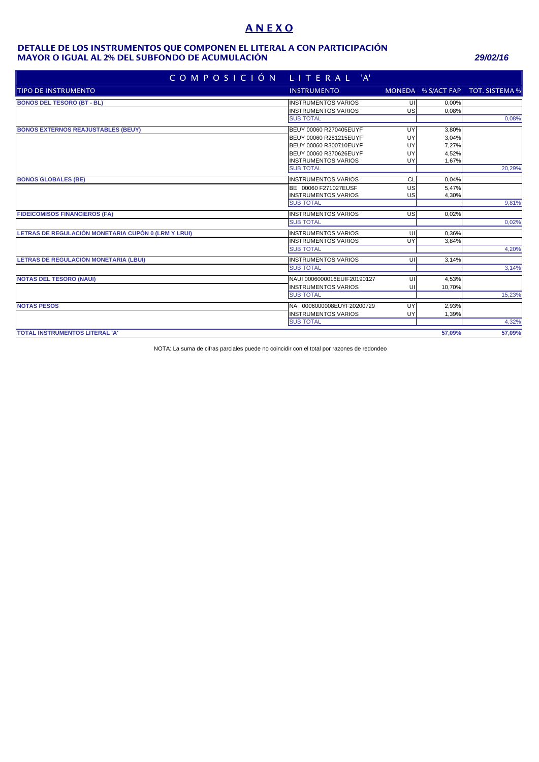# ANEXO

## DETALLE DE LOS INSTRUMENTOS QUE COMPONEN EL LITERAL A CON PARTICIPACIÓN MAYOR O IGUAL AL 2% DEL SUBFONDO DE ACUMULACIÓN

***29/02/16***

| COMPOSICIÓN LITERAL 'A' | | | | |
|---|---|---|---|---|
| **TIPO DE INSTRUMENTO** | **INSTRUMENTO** | **MONEDA** | **% S/ACT FAP** | **TOT. SISTEMA %** |
| **BONOS DEL TESORO (BT - BL)** | INSTRUMENTOS VARIOS | UI | 0,00% | |
| | INSTRUMENTOS VARIOS | US | 0,08% | |
| | SUB TOTAL | | | 0,08% |
| **BONOS EXTERNOS REAJUSTABLES (BEUY)** | BEUY 00060 R270405EUYF | UY | 3,80% | |
| | BEUY 00060 R281215EUYF | UY | 3,04% | |
| | BEUY 00060 R300710EUYF | UY | 7,27% | |
| | BEUY 00060 R370626EUYF | UY | 4,52% | |
| | INSTRUMENTOS VARIOS | UY | 1,67% | |
| | SUB TOTAL | | | 20,29% |
| **BONOS GLOBALES (BE)** | INSTRUMENTOS VARIOS | CL | 0,04% | |
| | BE 00060 F271027EUSF | US | 5,47% | |
| | INSTRUMENTOS VARIOS | US | 4,30% | |
| | SUB TOTAL | | | 9,81% |
| **FIDEICOMISOS FINANCIEROS (FA)** | INSTRUMENTOS VARIOS | US | 0,02% | |
| | SUB TOTAL | | | 0,02% |
| **LETRAS DE REGULACIÓN MONETARIA CUPÓN 0 (LRM Y LRUI)** | INSTRUMENTOS VARIOS | UI | 0,36% | |
| | INSTRUMENTOS VARIOS | UY | 3,84% | |
| | SUB TOTAL | | | 4,20% |
| **LETRAS DE REGULACIÓN MONETARIA (LBUI)** | INSTRUMENTOS VARIOS | UI | 3,14% | |
| | SUB TOTAL | | | 3,14% |
| **NOTAS DEL TESORO (NAUI)** | NAUI 0006000016EUIF20190127 | UI | 4,53% | |
| | INSTRUMENTOS VARIOS | UI | 10,70% | |
| | SUB TOTAL | | | 15,23% |
| **NOTAS PESOS** | NA 0006000008EUYF20200729 | UY | 2,93% | |
| | INSTRUMENTOS VARIOS | UY | 1,39% | |
| | SUB TOTAL | | | 4,32% |
| **TOTAL INSTRUMENTOS LITERAL 'A'** | | | **57,09%** | **57,09%** |

NOTA: La suma de cifras parciales puede no coincidir con el total por razones de redondeo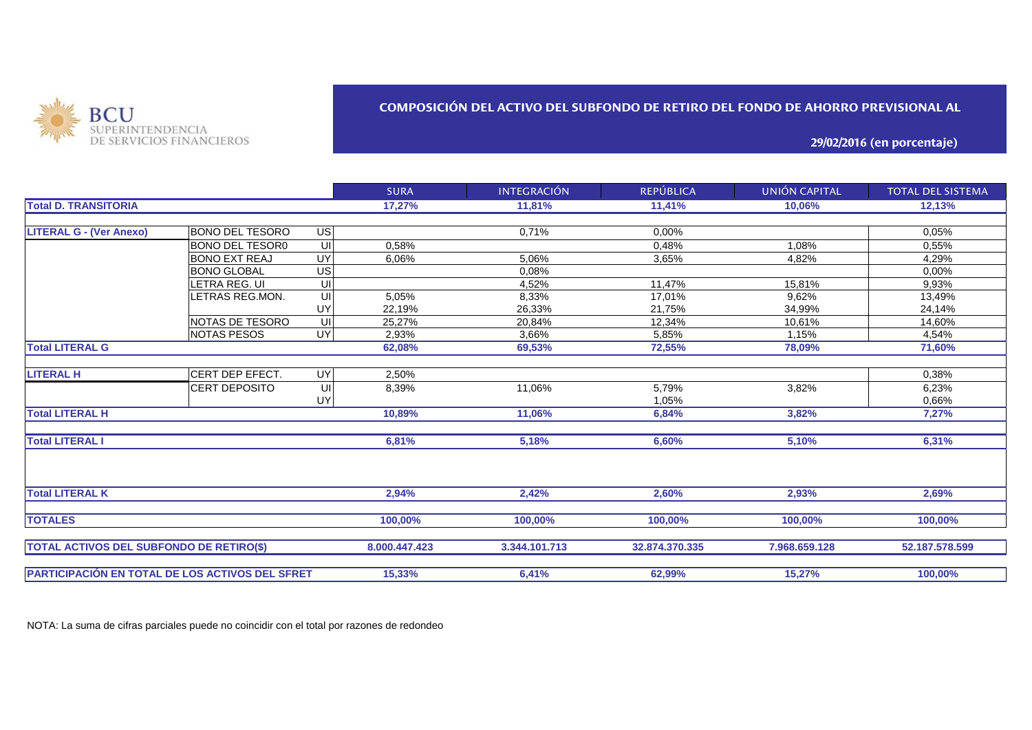BCU SUPERINTENDENCIA DE SERVICIOS FINANCIEROS

## COMPOSICIÓN DEL ACTIVO DEL SUBFONDO DE RETIRO DEL FONDO DE AHORRO PREVISIONAL AL

**29/02/2016 (en porcentaje)**

| | | | SURA | INTEGRACIÓN | REPÚBLICA | UNIÓN CAPITAL | TOTAL DEL SISTEMA |
|---|---|---|---|---|---|---|---|
| **Total D. TRANSITORIA** | | | **17,27%** | **11,81%** | **11,41%** | **10,06%** | **12,13%** |
| **LITERAL G - (Ver Anexo)** | BONO DEL TESORO | US | | 0,71% | 0,00% | | 0,05% |
| | BONO DEL TESOR0 | UI | 0,58% | | 0,48% | 1,08% | 0,55% |
| | BONO EXT REAJ | UY | 6,06% | 5,06% | 3,65% | 4,82% | 4,29% |
| | BONO GLOBAL | US | | 0,08% | | | 0,00% |
| | LETRA REG. UI | UI | | 4,52% | 11,47% | 15,81% | 9,93% |
| | LETRAS REG.MON. | UI | 5,05% | 8,33% | 17,01% | 9,62% | 13,49% |
| | | UY | 22,19% | 26,33% | 21,75% | 34,99% | 24,14% |
| | NOTAS DE TESORO | UI | 25,27% | 20,84% | 12,34% | 10,61% | 14,60% |
| | NOTAS PESOS | UY | 2,93% | 3,66% | 5,85% | 1,15% | 4,54% |
| **Total LITERAL G** | | | **62,08%** | **69,53%** | **72,55%** | **78,09%** | **71,60%** |
| **LITERAL H** | CERT DEP EFECT. | UY | 2,50% | | | | 0,38% |
| | CERT DEPOSITO | UI | 8,39% | 11,06% | 5,79% | 3,82% | 6,23% |
| | | UY | | | 1,05% | | 0,66% |
| **Total LITERAL H** | | | **10,89%** | **11,06%** | **6,84%** | **3,82%** | **7,27%** |
| **Total LITERAL I** | | | **6,81%** | **5,18%** | **6,60%** | **5,10%** | **6,31%** |
| **Total LITERAL K** | | | **2,94%** | **2,42%** | **2,60%** | **2,93%** | **2,69%** |
| **TOTALES** | | | **100,00%** | **100,00%** | **100,00%** | **100,00%** | **100,00%** |
| **TOTAL ACTIVOS DEL SUBFONDO DE RETIRO($)** | | | **8.000.447.423** | **3.344.101.713** | **32.874.370.335** | **7.968.659.128** | **52.187.578.599** |
| **PARTICIPACIÓN EN TOTAL DE LOS ACTIVOS DEL SFRET** | | | **15,33%** | **6,41%** | **62,99%** | **15,27%** | **100,00%** |

NOTA: La suma de cifras parciales puede no coincidir con el total por razones de redondeo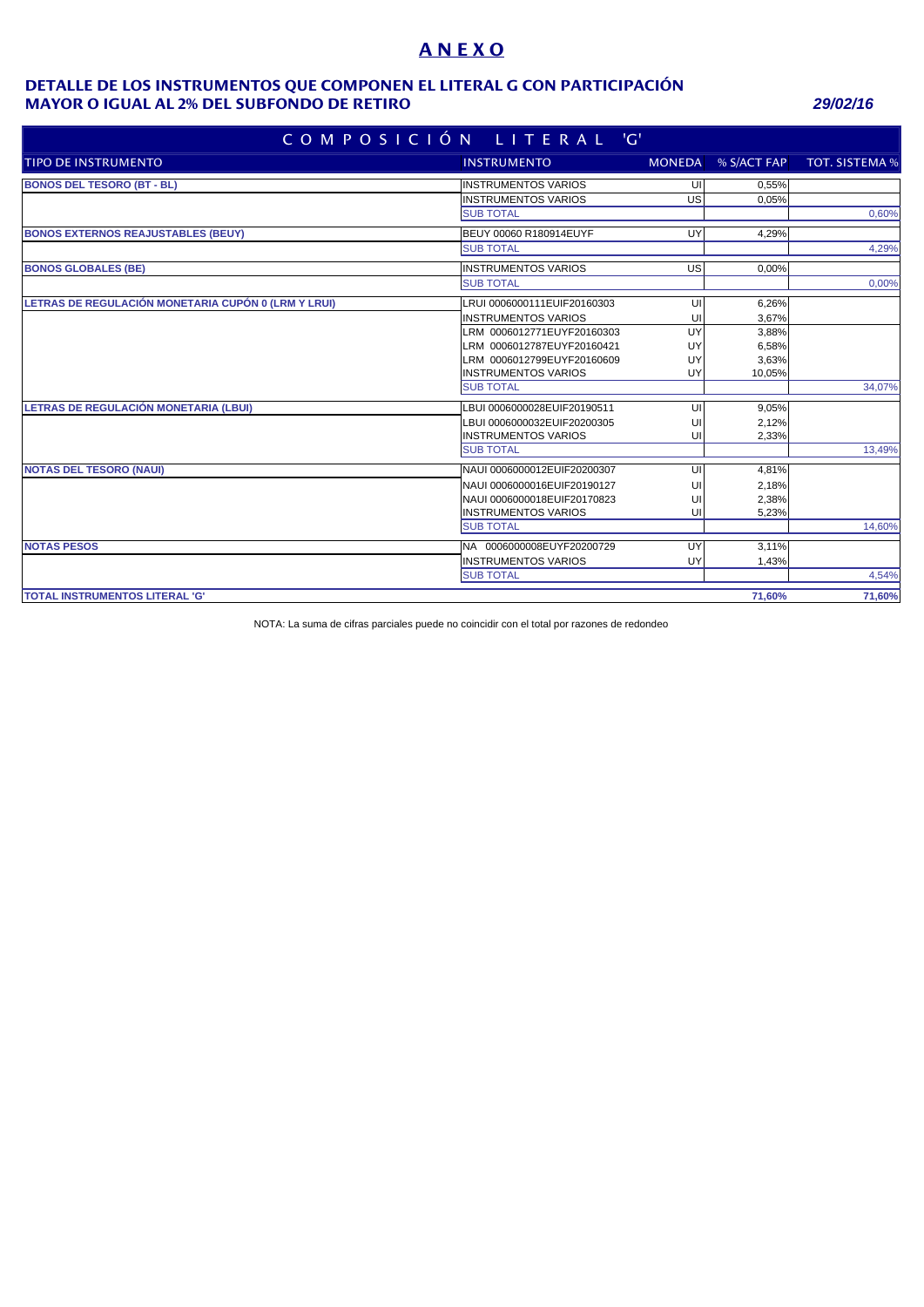# A N E X O

## DETALLE DE LOS INSTRUMENTOS QUE COMPONEN EL LITERAL G CON PARTICIPACIÓN MAYOR O IGUAL AL 2% DEL SUBFONDO DE RETIRO

***29/02/16***

| COMPOSICIÓN LITERAL 'G' | | | | |
|---|---|---|---|---|
| **TIPO DE INSTRUMENTO** | **INSTRUMENTO** | **MONEDA** | **% S/ACT FAP** | **TOT. SISTEMA %** |
| **BONOS DEL TESORO (BT - BL)** | INSTRUMENTOS VARIOS | UI | 0,55% | |
| | INSTRUMENTOS VARIOS | US | 0,05% | |
| | SUB TOTAL | | | 0,60% |
| **BONOS EXTERNOS REAJUSTABLES (BEUY)** | BEUY 00060 R180914EUYF | UY | 4,29% | |
| | SUB TOTAL | | | 4,29% |
| **BONOS GLOBALES (BE)** | INSTRUMENTOS VARIOS | US | 0,00% | |
| | SUB TOTAL | | | 0,00% |
| **LETRAS DE REGULACIÓN MONETARIA CUPÓN 0 (LRM Y LRUI)** | LRUI 0006000111EUIF20160303 | UI | 6,26% | |
| | INSTRUMENTOS VARIOS | UI | 3,67% | |
| | LRM 0006012771EUYF20160303 | UY | 3,88% | |
| | LRM 0006012787EUYF20160421 | UY | 6,58% | |
| | LRM 0006012799EUYF20160609 | UY | 3,63% | |
| | INSTRUMENTOS VARIOS | UY | 10,05% | |
| | SUB TOTAL | | | 34,07% |
| **LETRAS DE REGULACIÓN MONETARIA (LBUI)** | LBUI 0006000028EUIF20190511 | UI | 9,05% | |
| | LBUI 0006000032EUIF20200305 | UI | 2,12% | |
| | INSTRUMENTOS VARIOS | UI | 2,33% | |
| | SUB TOTAL | | | 13,49% |
| **NOTAS DEL TESORO (NAUI)** | NAUI 0006000012EUIF20200307 | UI | 4,81% | |
| | NAUI 0006000016EUIF20190127 | UI | 2,18% | |
| | NAUI 0006000018EUIF20170823 | UI | 2,38% | |
| | INSTRUMENTOS VARIOS | UI | 5,23% | |
| | SUB TOTAL | | | 14,60% |
| **NOTAS PESOS** | NA 0006000008EUYF20200729 | UY | 3,11% | |
| | INSTRUMENTOS VARIOS | UY | 1,43% | |
| | SUB TOTAL | | | 4,54% |
| **TOTAL INSTRUMENTOS LITERAL 'G'** | | | **71,60%** | **71,60%** |

NOTA: La suma de cifras parciales puede no coincidir con el total por razones de redondeo